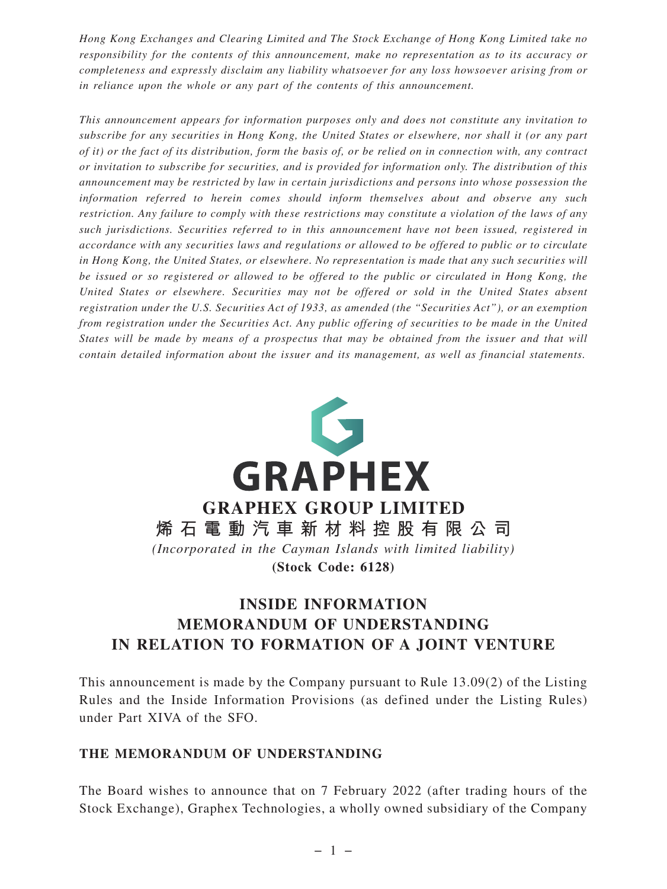*Hong Kong Exchanges and Clearing Limited and The Stock Exchange of Hong Kong Limited take no responsibility for the contents of this announcement, make no representation as to its accuracy or completeness and expressly disclaim any liability whatsoever for any loss howsoever arising from or in reliance upon the whole or any part of the contents of this announcement.*

*This announcement appears for information purposes only and does not constitute any invitation to subscribe for any securities in Hong Kong, the United States or elsewhere, nor shall it (or any part of it) or the fact of its distribution, form the basis of, or be relied on in connection with, any contract or invitation to subscribe for securities, and is provided for information only. The distribution of this announcement may be restricted by law in certain jurisdictions and persons into whose possession the information referred to herein comes should inform themselves about and observe any such restriction. Any failure to comply with these restrictions may constitute a violation of the laws of any such jurisdictions. Securities referred to in this announcement have not been issued, registered in accordance with any securities laws and regulations or allowed to be offered to public or to circulate in Hong Kong, the United States, or elsewhere. No representation is made that any such securities will be issued or so registered or allowed to be offered to the public or circulated in Hong Kong, the United States or elsewhere. Securities may not be offered or sold in the United States absent registration under the U.S. Securities Act of 1933, as amended (the "Securities Act"), or an exemption from registration under the Securities Act. Any public offering of securities to be made in the United States will be made by means of a prospectus that may be obtained from the issuer and that will contain detailed information about the issuer and its management, as well as financial statements.*

GRAPHEX

**GRAPHEX GROUP LIMITED**

**烯石電動汽車新材料控股有限公司**

*(Incorporated in the Cayman Islands with limited liability)*

**(Stock Code: 6128)**

# INSIDE INFORMATION MEMORANDUM OF UNDERSTANDING IN RELATION TO FORMATION OF A JOINT VENTURE

This announcement is made by the Company pursuant to Rule 13.09(2) of the Listing Rules and the Inside Information Provisions (as defined under the Listing Rules) under Part XIVA of the SFO.

## THE MEMORANDUM OF UNDERSTANDING

The Board wishes to announce that on 7 February 2022 (after trading hours of the Stock Exchange), Graphex Technologies, a wholly owned subsidiary of the Company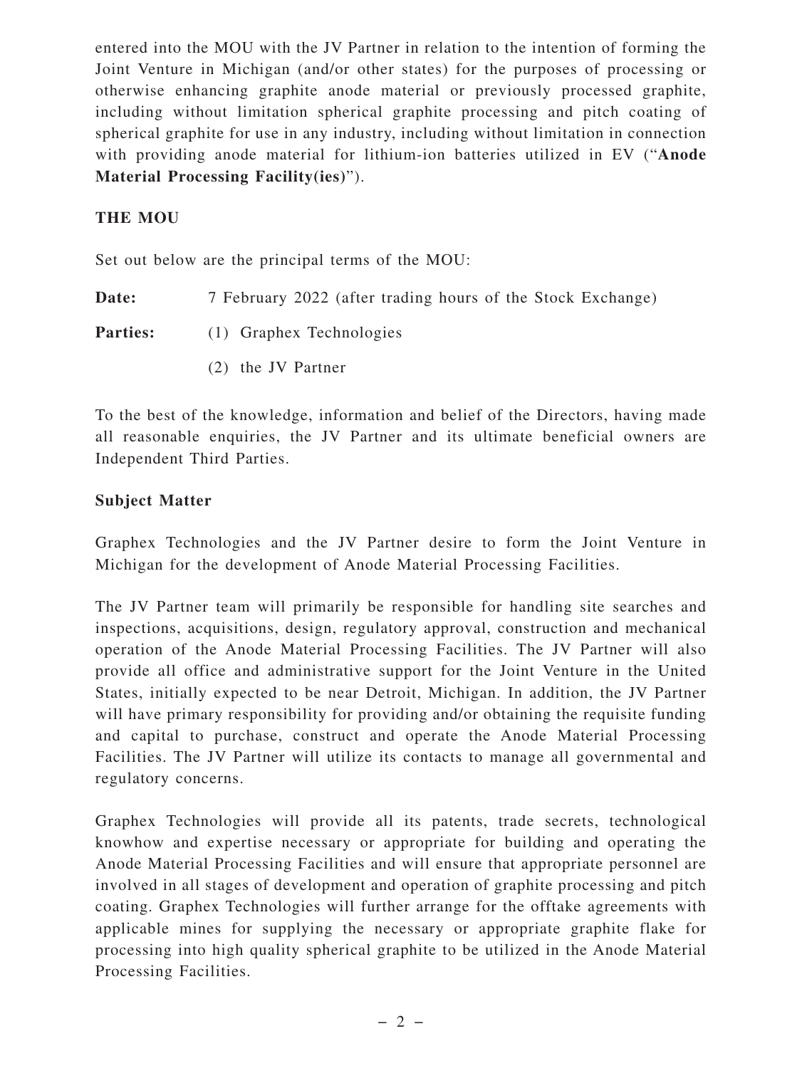entered into the MOU with the JV Partner in relation to the intention of forming the Joint Venture in Michigan (and/or other states) for the purposes of processing or otherwise enhancing graphite anode material or previously processed graphite, including without limitation spherical graphite processing and pitch coating of spherical graphite for use in any industry, including without limitation in connection with providing anode material for lithium-ion batteries utilized in EV ("**Anode Material Processing Facility(ies)**").

## THE MOU

Set out below are the principal terms of the MOU:

**Date:** 7 February 2022 (after trading hours of the Stock Exchange)

**Parties:** (1) Graphex Technologies

(2) the JV Partner

To the best of the knowledge, information and belief of the Directors, having made all reasonable enquiries, the JV Partner and its ultimate beneficial owners are Independent Third Parties.

### Subject Matter

Graphex Technologies and the JV Partner desire to form the Joint Venture in Michigan for the development of Anode Material Processing Facilities.

The JV Partner team will primarily be responsible for handling site searches and inspections, acquisitions, design, regulatory approval, construction and mechanical operation of the Anode Material Processing Facilities. The JV Partner will also provide all office and administrative support for the Joint Venture in the United States, initially expected to be near Detroit, Michigan. In addition, the JV Partner will have primary responsibility for providing and/or obtaining the requisite funding and capital to purchase, construct and operate the Anode Material Processing Facilities. The JV Partner will utilize its contacts to manage all governmental and regulatory concerns.

Graphex Technologies will provide all its patents, trade secrets, technological knowhow and expertise necessary or appropriate for building and operating the Anode Material Processing Facilities and will ensure that appropriate personnel are involved in all stages of development and operation of graphite processing and pitch coating. Graphex Technologies will further arrange for the offtake agreements with applicable mines for supplying the necessary or appropriate graphite flake for processing into high quality spherical graphite to be utilized in the Anode Material Processing Facilities.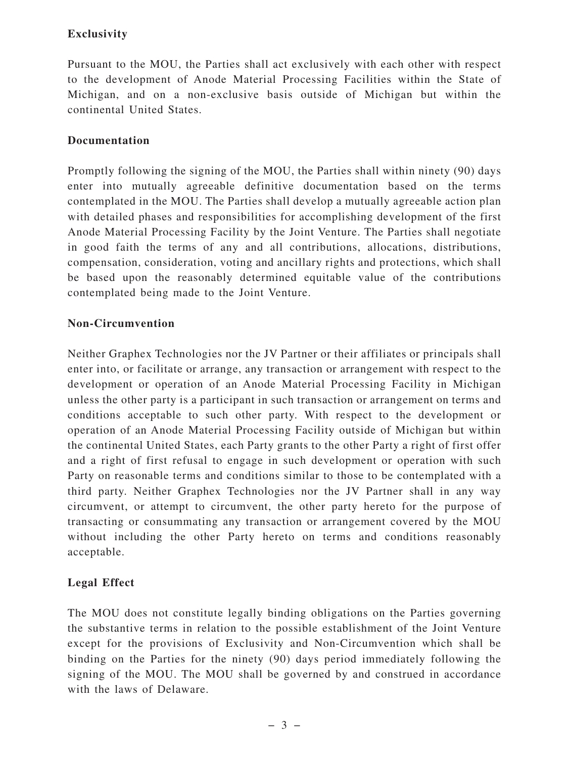**Exclusivity**

Pursuant to the MOU, the Parties shall act exclusively with each other with respect to the development of Anode Material Processing Facilities within the State of Michigan, and on a non-exclusive basis outside of Michigan but within the continental United States.

**Documentation**

Promptly following the signing of the MOU, the Parties shall within ninety (90) days enter into mutually agreeable definitive documentation based on the terms contemplated in the MOU. The Parties shall develop a mutually agreeable action plan with detailed phases and responsibilities for accomplishing development of the first Anode Material Processing Facility by the Joint Venture. The Parties shall negotiate in good faith the terms of any and all contributions, allocations, distributions, compensation, consideration, voting and ancillary rights and protections, which shall be based upon the reasonably determined equitable value of the contributions contemplated being made to the Joint Venture.

**Non-Circumvention**

Neither Graphex Technologies nor the JV Partner or their affiliates or principals shall enter into, or facilitate or arrange, any transaction or arrangement with respect to the development or operation of an Anode Material Processing Facility in Michigan unless the other party is a participant in such transaction or arrangement on terms and conditions acceptable to such other party. With respect to the development or operation of an Anode Material Processing Facility outside of Michigan but within the continental United States, each Party grants to the other Party a right of first offer and a right of first refusal to engage in such development or operation with such Party on reasonable terms and conditions similar to those to be contemplated with a third party. Neither Graphex Technologies nor the JV Partner shall in any way circumvent, or attempt to circumvent, the other party hereto for the purpose of transacting or consummating any transaction or arrangement covered by the MOU without including the other Party hereto on terms and conditions reasonably acceptable.

**Legal Effect**

The MOU does not constitute legally binding obligations on the Parties governing the substantive terms in relation to the possible establishment of the Joint Venture except for the provisions of Exclusivity and Non-Circumvention which shall be binding on the Parties for the ninety (90) days period immediately following the signing of the MOU. The MOU shall be governed by and construed in accordance with the laws of Delaware.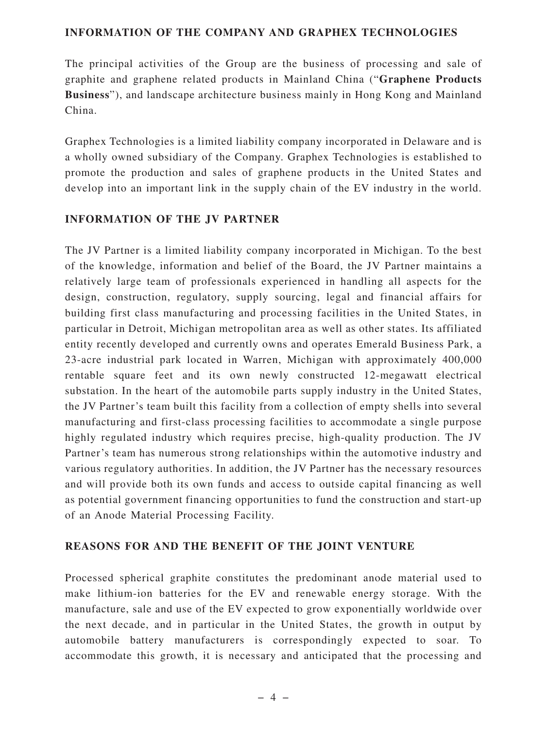## INFORMATION OF THE COMPANY AND GRAPHEX TECHNOLOGIES

The principal activities of the Group are the business of processing and sale of graphite and graphene related products in Mainland China ("**Graphene Products Business**"), and landscape architecture business mainly in Hong Kong and Mainland China.

Graphex Technologies is a limited liability company incorporated in Delaware and is a wholly owned subsidiary of the Company. Graphex Technologies is established to promote the production and sales of graphene products in the United States and develop into an important link in the supply chain of the EV industry in the world.

## INFORMATION OF THE JV PARTNER

The JV Partner is a limited liability company incorporated in Michigan. To the best of the knowledge, information and belief of the Board, the JV Partner maintains a relatively large team of professionals experienced in handling all aspects for the design, construction, regulatory, supply sourcing, legal and financial affairs for building first class manufacturing and processing facilities in the United States, in particular in Detroit, Michigan metropolitan area as well as other states. Its affiliated entity recently developed and currently owns and operates Emerald Business Park, a 23-acre industrial park located in Warren, Michigan with approximately 400,000 rentable square feet and its own newly constructed 12-megawatt electrical substation. In the heart of the automobile parts supply industry in the United States, the JV Partner's team built this facility from a collection of empty shells into several manufacturing and first-class processing facilities to accommodate a single purpose highly regulated industry which requires precise, high-quality production. The JV Partner's team has numerous strong relationships within the automotive industry and various regulatory authorities. In addition, the JV Partner has the necessary resources and will provide both its own funds and access to outside capital financing as well as potential government financing opportunities to fund the construction and start-up of an Anode Material Processing Facility.

## REASONS FOR AND THE BENEFIT OF THE JOINT VENTURE

Processed spherical graphite constitutes the predominant anode material used to make lithium-ion batteries for the EV and renewable energy storage. With the manufacture, sale and use of the EV expected to grow exponentially worldwide over the next decade, and in particular in the United States, the growth in output by automobile battery manufacturers is correspondingly expected to soar. To accommodate this growth, it is necessary and anticipated that the processing and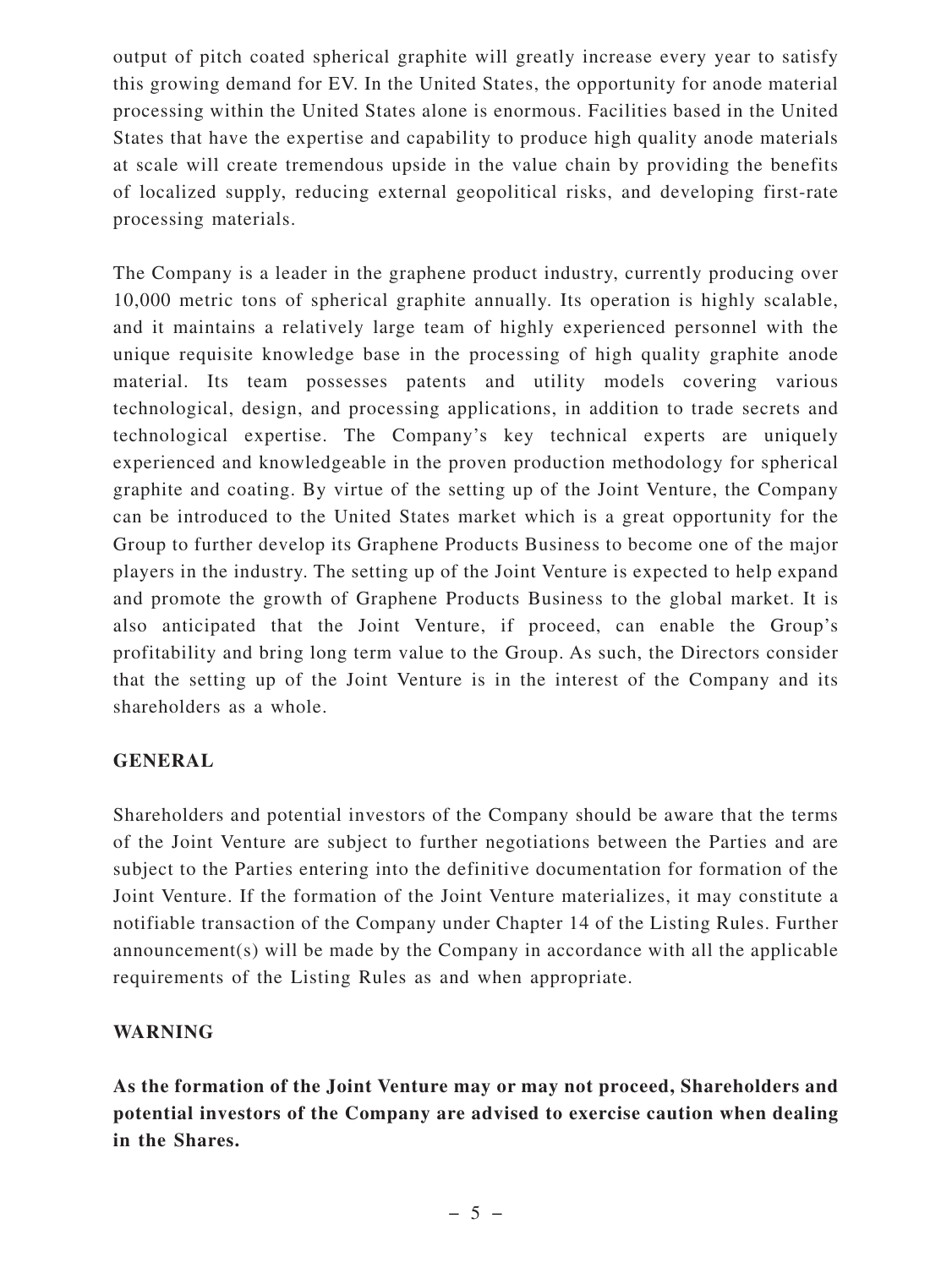output of pitch coated spherical graphite will greatly increase every year to satisfy this growing demand for EV. In the United States, the opportunity for anode material processing within the United States alone is enormous. Facilities based in the United States that have the expertise and capability to produce high quality anode materials at scale will create tremendous upside in the value chain by providing the benefits of localized supply, reducing external geopolitical risks, and developing first-rate processing materials.

The Company is a leader in the graphene product industry, currently producing over 10,000 metric tons of spherical graphite annually. Its operation is highly scalable, and it maintains a relatively large team of highly experienced personnel with the unique requisite knowledge base in the processing of high quality graphite anode material. Its team possesses patents and utility models covering various technological, design, and processing applications, in addition to trade secrets and technological expertise. The Company's key technical experts are uniquely experienced and knowledgeable in the proven production methodology for spherical graphite and coating. By virtue of the setting up of the Joint Venture, the Company can be introduced to the United States market which is a great opportunity for the Group to further develop its Graphene Products Business to become one of the major players in the industry. The setting up of the Joint Venture is expected to help expand and promote the growth of Graphene Products Business to the global market. It is also anticipated that the Joint Venture, if proceed, can enable the Group's profitability and bring long term value to the Group. As such, the Directors consider that the setting up of the Joint Venture is in the interest of the Company and its shareholders as a whole.

## GENERAL

Shareholders and potential investors of the Company should be aware that the terms of the Joint Venture are subject to further negotiations between the Parties and are subject to the Parties entering into the definitive documentation for formation of the Joint Venture. If the formation of the Joint Venture materializes, it may constitute a notifiable transaction of the Company under Chapter 14 of the Listing Rules. Further announcement(s) will be made by the Company in accordance with all the applicable requirements of the Listing Rules as and when appropriate.

## WARNING

**As the formation of the Joint Venture may or may not proceed, Shareholders and potential investors of the Company are advised to exercise caution when dealing in the Shares.**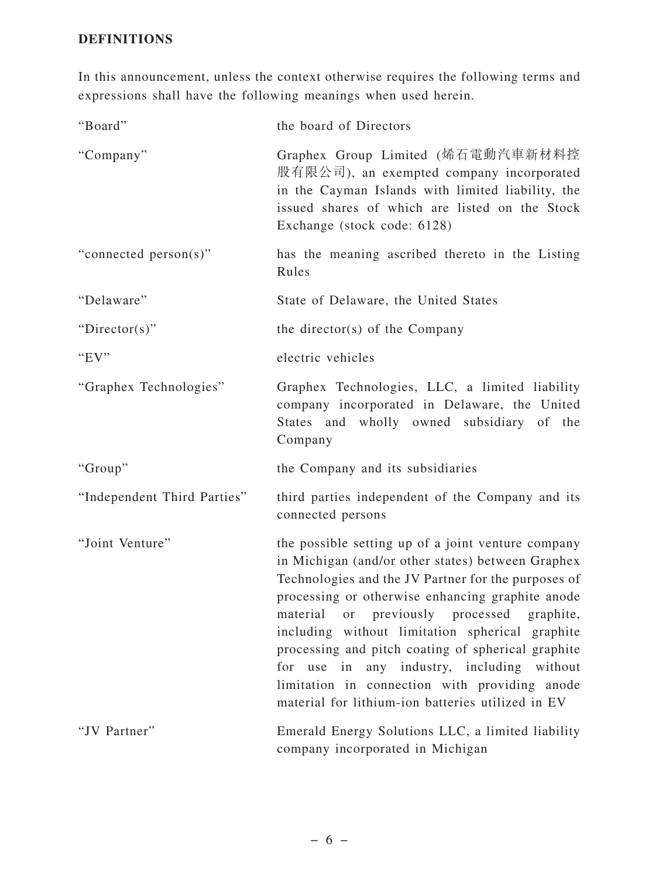## DEFINITIONS

In this announcement, unless the context otherwise requires the following terms and expressions shall have the following meanings when used herein.

| | |
|---|---|
| "Board" | the board of Directors |
| "Company" | Graphex Group Limited (烯石電動汽車新材料控股有限公司), an exempted company incorporated in the Cayman Islands with limited liability, the issued shares of which are listed on the Stock Exchange (stock code: 6128) |
| "connected person(s)" | has the meaning ascribed thereto in the Listing Rules |
| "Delaware" | State of Delaware, the United States |
| "Director(s)" | the director(s) of the Company |
| "EV" | electric vehicles |
| "Graphex Technologies" | Graphex Technologies, LLC, a limited liability company incorporated in Delaware, the United States and wholly owned subsidiary of the Company |
| "Group" | the Company and its subsidiaries |
| "Independent Third Parties" | third parties independent of the Company and its connected persons |
| "Joint Venture" | the possible setting up of a joint venture company in Michigan (and/or other states) between Graphex Technologies and the JV Partner for the purposes of processing or otherwise enhancing graphite anode material or previously processed graphite, including without limitation spherical graphite processing and pitch coating of spherical graphite for use in any industry, including without limitation in connection with providing anode material for lithium-ion batteries utilized in EV |
| "JV Partner" | Emerald Energy Solutions LLC, a limited liability company incorporated in Michigan |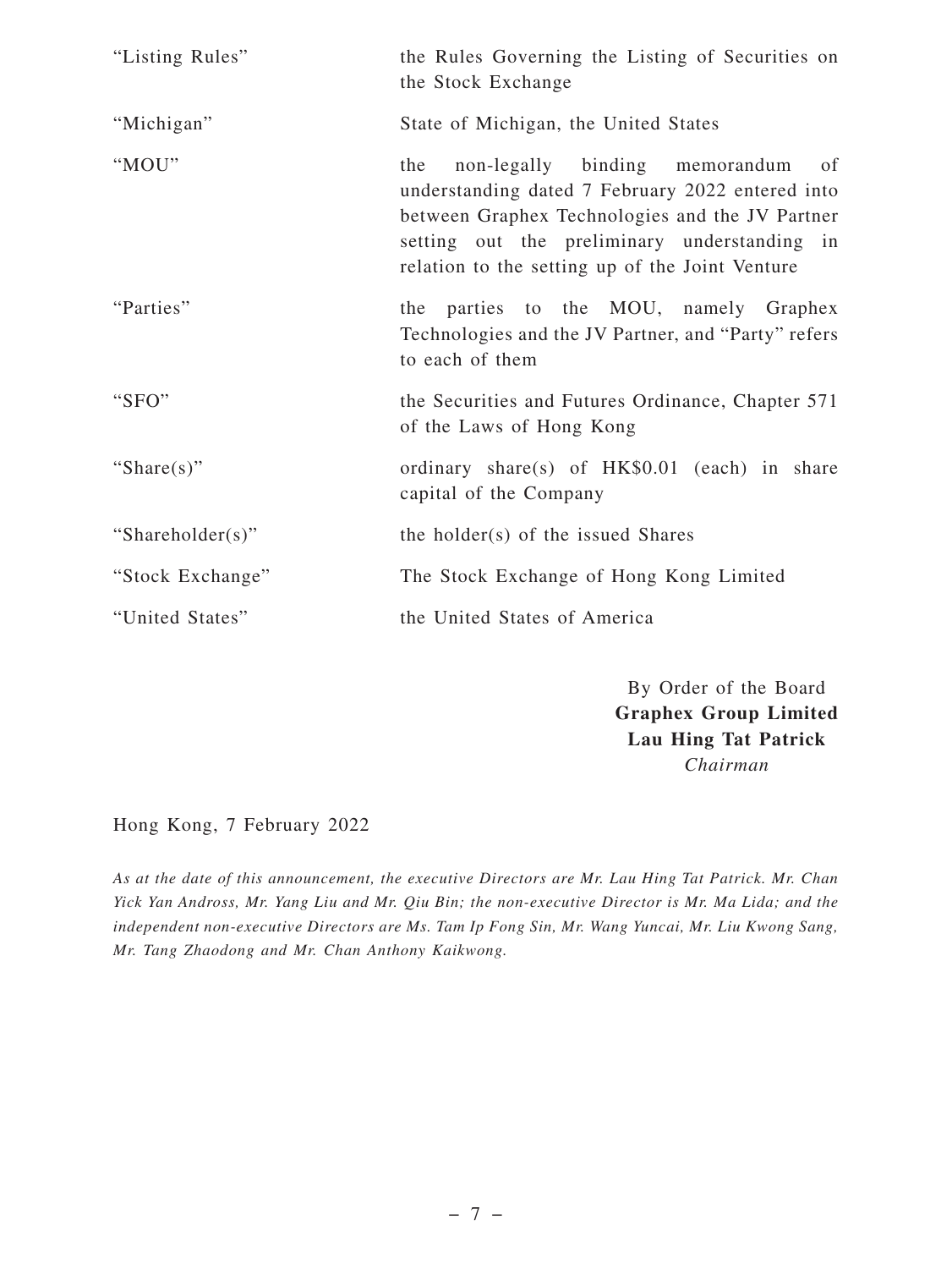| | |
|---|---|
| "Listing Rules" | the Rules Governing the Listing of Securities on the Stock Exchange |
| "Michigan" | State of Michigan, the United States |
| "MOU" | the non-legally binding memorandum of understanding dated 7 February 2022 entered into between Graphex Technologies and the JV Partner setting out the preliminary understanding in relation to the setting up of the Joint Venture |
| "Parties" | the parties to the MOU, namely Graphex Technologies and the JV Partner, and "Party" refers to each of them |
| "SFO" | the Securities and Futures Ordinance, Chapter 571 of the Laws of Hong Kong |
| "Share(s)" | ordinary share(s) of HK$0.01 (each) in share capital of the Company |
| "Shareholder(s)" | the holder(s) of the issued Shares |
| "Stock Exchange" | The Stock Exchange of Hong Kong Limited |
| "United States" | the United States of America |

By Order of the Board
**Graphex Group Limited**
**Lau Hing Tat Patrick**
*Chairman*

Hong Kong, 7 February 2022

*As at the date of this announcement, the executive Directors are Mr. Lau Hing Tat Patrick. Mr. Chan Yick Yan Andross, Mr. Yang Liu and Mr. Qiu Bin; the non-executive Director is Mr. Ma Lida; and the independent non-executive Directors are Ms. Tam Ip Fong Sin, Mr. Wang Yuncai, Mr. Liu Kwong Sang, Mr. Tang Zhaodong and Mr. Chan Anthony Kaikwong.*